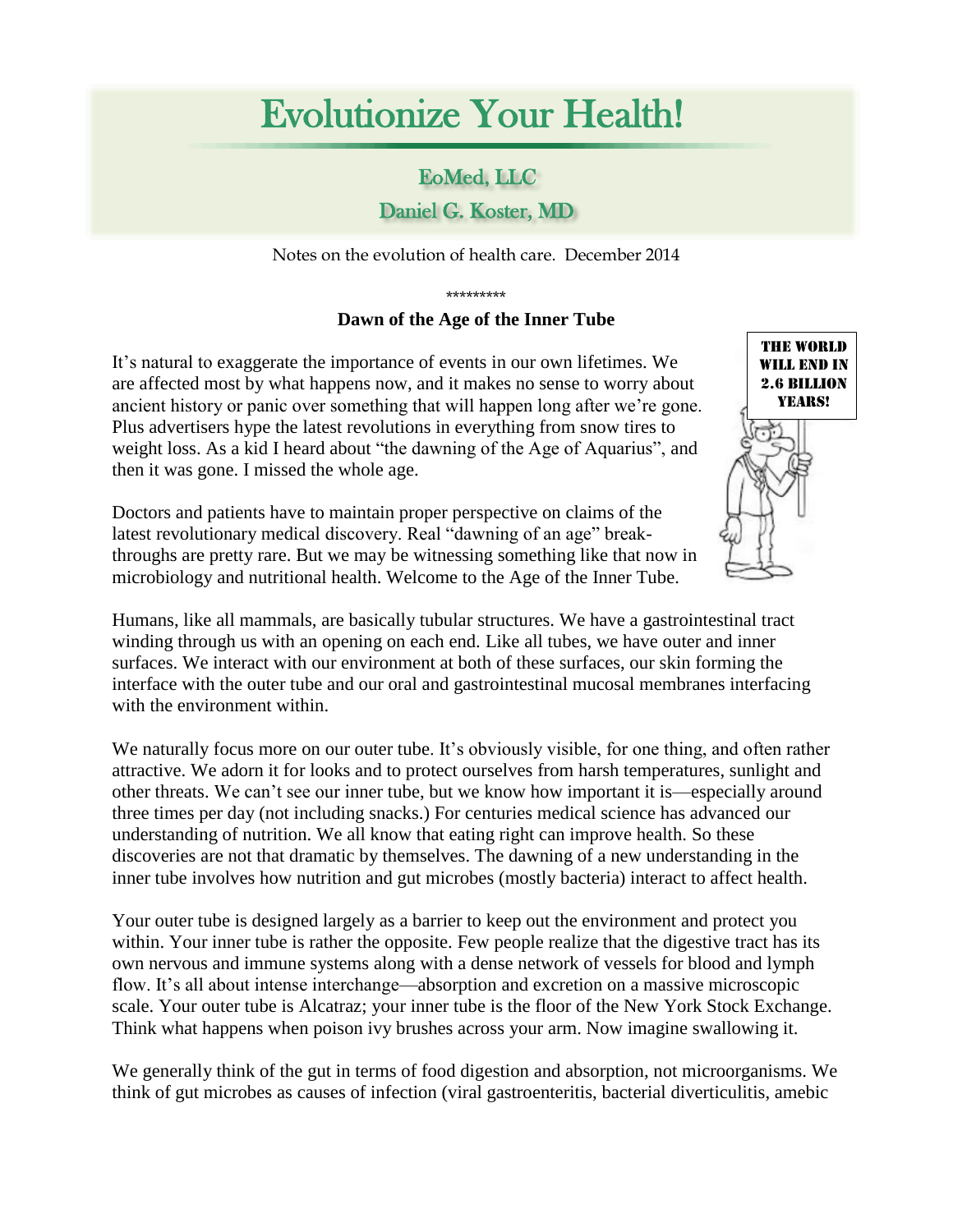# Evolutionize Your Health!

## EoMed, LLC

## Daniel G. Koster, MD

Notes on the evolution of health care. December 2014

\*\*\*\*\*\*\*\*\*

### Dawn of the Age of the Inner Tube

It's natural to exaggerate the importance of events in our own lifetimes. We are affected most by what happens now, and it makes no sense to worry about ancient history or panic over something that will happen long after we're gone. Plus advertisers hype the latest revolutions in everything from snow tires to weight loss. As a kid I heard about "the dawning of the Age of Aquarius", and then it was gone. I missed the whole age.

THE WORLD WILL END IN 2.6 BILLION YEARS!

Doctors and patients have to maintain proper perspective on claims of the latest revolutionary medical discovery. Real "dawning of an age" break-throughs are pretty rare. But we may be witnessing something like that now in microbiology and nutritional health. Welcome to the Age of the Inner Tube.

Humans, like all mammals, are basically tubular structures. We have a gastrointestinal tract winding through us with an opening on each end. Like all tubes, we have outer and inner surfaces. We interact with our environment at both of these surfaces, our skin forming the interface with the outer tube and our oral and gastrointestinal mucosal membranes interfacing with the environment within.

We naturally focus more on our outer tube. It's obviously visible, for one thing, and often rather attractive. We adorn it for looks and to protect ourselves from harsh temperatures, sunlight and other threats. We can't see our inner tube, but we know how important it is—especially around three times per day (not including snacks.) For centuries medical science has advanced our understanding of nutrition. We all know that eating right can improve health. So these discoveries are not that dramatic by themselves. The dawning of a new understanding in the inner tube involves how nutrition and gut microbes (mostly bacteria) interact to affect health.

Your outer tube is designed largely as a barrier to keep out the environment and protect you within. Your inner tube is rather the opposite. Few people realize that the digestive tract has its own nervous and immune systems along with a dense network of vessels for blood and lymph flow. It's all about intense interchange—absorption and excretion on a massive microscopic scale. Your outer tube is Alcatraz; your inner tube is the floor of the New York Stock Exchange. Think what happens when poison ivy brushes across your arm. Now imagine swallowing it.

We generally think of the gut in terms of food digestion and absorption, not microorganisms. We think of gut microbes as causes of infection (viral gastroenteritis, bacterial diverticulitis, amebic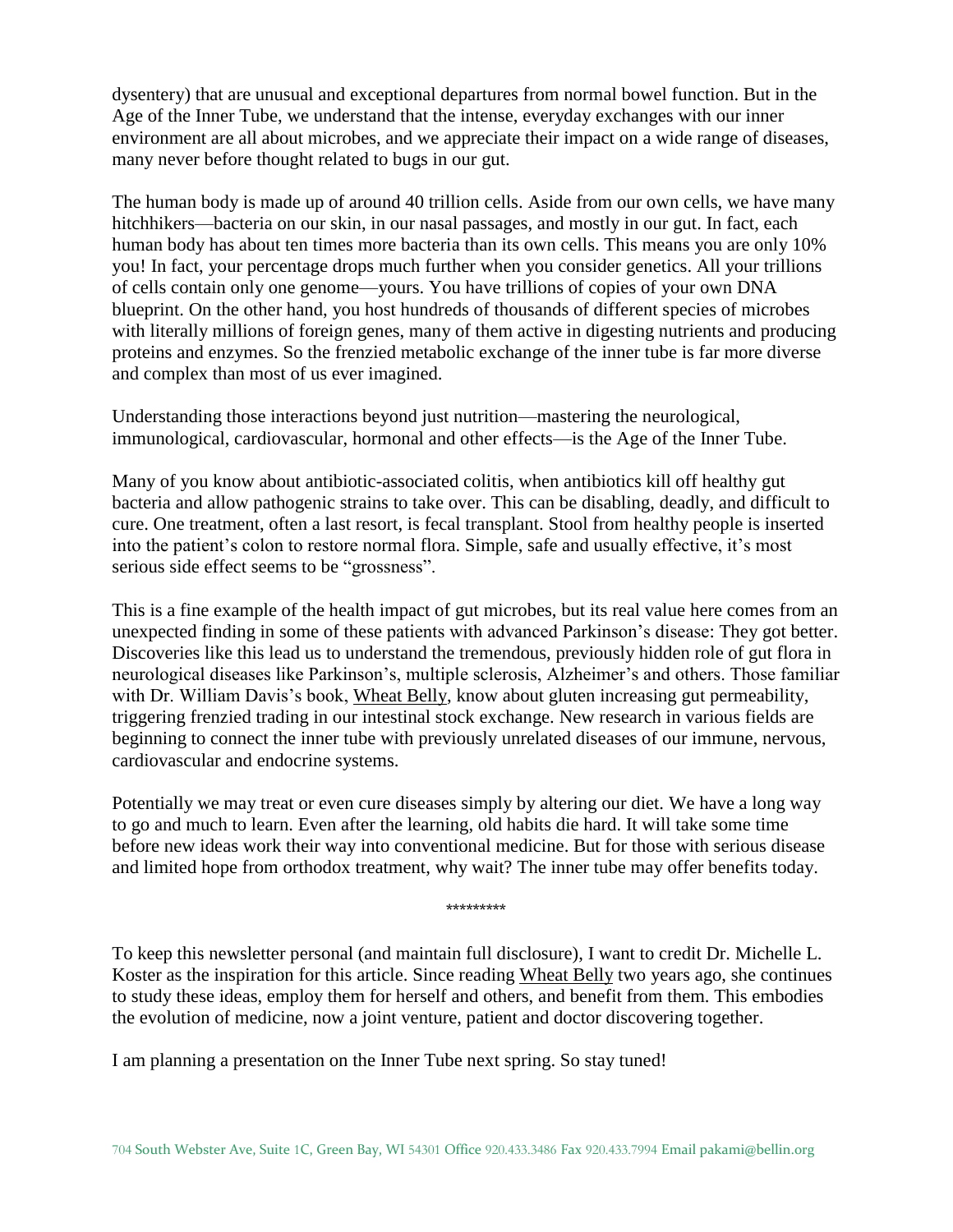dysentery) that are unusual and exceptional departures from normal bowel function. But in the Age of the Inner Tube, we understand that the intense, everyday exchanges with our inner environment are all about microbes, and we appreciate their impact on a wide range of diseases, many never before thought related to bugs in our gut.

The human body is made up of around 40 trillion cells. Aside from our own cells, we have many hitchhikers—bacteria on our skin, in our nasal passages, and mostly in our gut. In fact, each human body has about ten times more bacteria than its own cells. This means you are only 10% you! In fact, your percentage drops much further when you consider genetics. All your trillions of cells contain only one genome—yours. You have trillions of copies of your own DNA blueprint. On the other hand, you host hundreds of thousands of different species of microbes with literally millions of foreign genes, many of them active in digesting nutrients and producing proteins and enzymes. So the frenzied metabolic exchange of the inner tube is far more diverse and complex than most of us ever imagined.

Understanding those interactions beyond just nutrition—mastering the neurological, immunological, cardiovascular, hormonal and other effects—is the Age of the Inner Tube.

Many of you know about antibiotic-associated colitis, when antibiotics kill off healthy gut bacteria and allow pathogenic strains to take over. This can be disabling, deadly, and difficult to cure. One treatment, often a last resort, is fecal transplant. Stool from healthy people is inserted into the patient's colon to restore normal flora. Simple, safe and usually effective, it's most serious side effect seems to be "grossness".

This is a fine example of the health impact of gut microbes, but its real value here comes from an unexpected finding in some of these patients with advanced Parkinson's disease: They got better. Discoveries like this lead us to understand the tremendous, previously hidden role of gut flora in neurological diseases like Parkinson's, multiple sclerosis, Alzheimer's and others. Those familiar with Dr. William Davis's book, Wheat Belly, know about gluten increasing gut permeability, triggering frenzied trading in our intestinal stock exchange. New research in various fields are beginning to connect the inner tube with previously unrelated diseases of our immune, nervous, cardiovascular and endocrine systems.

Potentially we may treat or even cure diseases simply by altering our diet. We have a long way to go and much to learn. Even after the learning, old habits die hard. It will take some time before new ideas work their way into conventional medicine. But for those with serious disease and limited hope from orthodox treatment, why wait? The inner tube may offer benefits today.

*********

To keep this newsletter personal (and maintain full disclosure), I want to credit Dr. Michelle L. Koster as the inspiration for this article. Since reading Wheat Belly two years ago, she continues to study these ideas, employ them for herself and others, and benefit from them. This embodies the evolution of medicine, now a joint venture, patient and doctor discovering together.

I am planning a presentation on the Inner Tube next spring. So stay tuned!

704 South Webster Ave, Suite 1C, Green Bay, WI 54301 Office 920.433.3486 Fax 920.433.7994 Email pakami@bellin.org